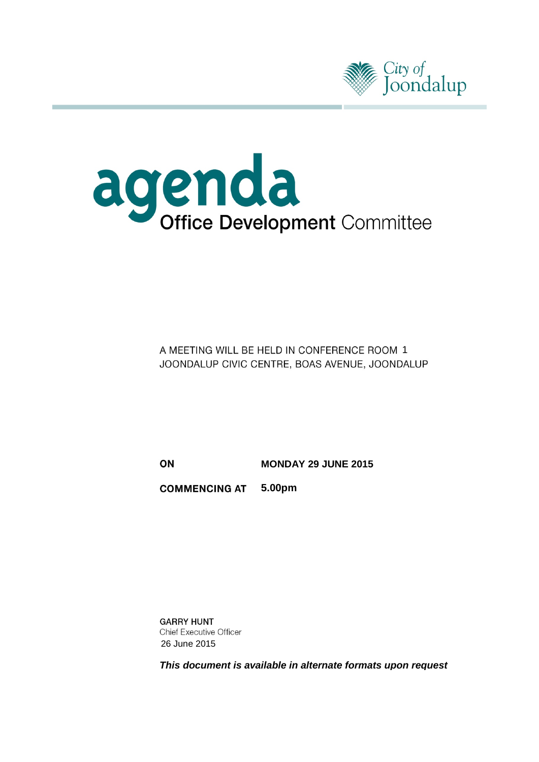City of Joondalup

# agenda

## Office Development Committee

A MEETING WILL BE HELD IN CONFERENCE ROOM 1
JOONDALUP CIVIC CENTRE, BOAS AVENUE, JOONDALUP

**ON** **MONDAY 29 JUNE 2015**

**COMMENCING AT** **5.00pm**

**GARRY HUNT**
Chief Executive Officer
26 June 2015

***This document is available in alternate formats upon request***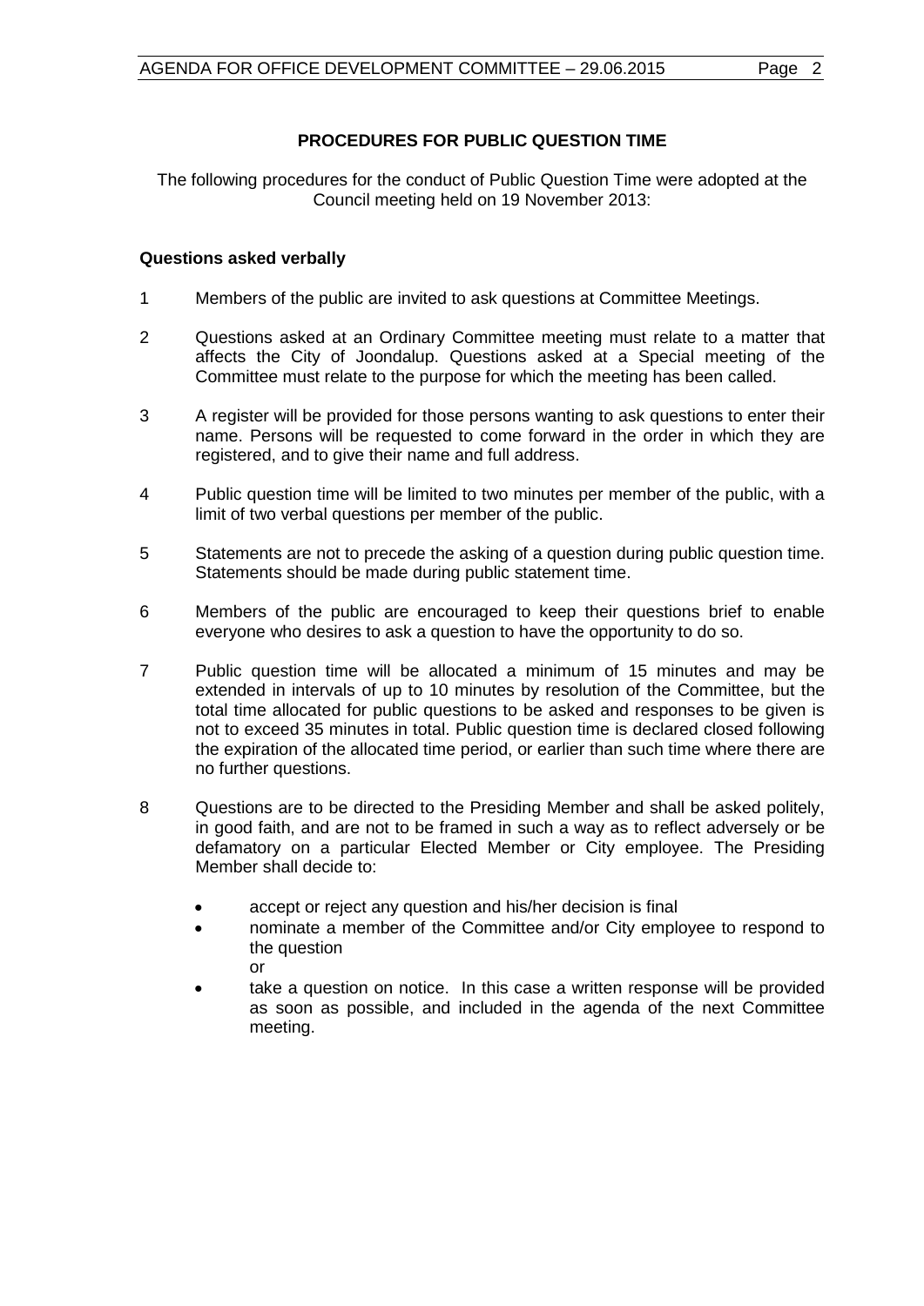## PROCEDURES FOR PUBLIC QUESTION TIME

The following procedures for the conduct of Public Question Time were adopted at the Council meeting held on 19 November 2013:

### Questions asked verbally

1. Members of the public are invited to ask questions at Committee Meetings.

2. Questions asked at an Ordinary Committee meeting must relate to a matter that affects the City of Joondalup. Questions asked at a Special meeting of the Committee must relate to the purpose for which the meeting has been called.

3. A register will be provided for those persons wanting to ask questions to enter their name. Persons will be requested to come forward in the order in which they are registered, and to give their name and full address.

4. Public question time will be limited to two minutes per member of the public, with a limit of two verbal questions per member of the public.

5. Statements are not to precede the asking of a question during public question time. Statements should be made during public statement time.

6. Members of the public are encouraged to keep their questions brief to enable everyone who desires to ask a question to have the opportunity to do so.

7. Public question time will be allocated a minimum of 15 minutes and may be extended in intervals of up to 10 minutes by resolution of the Committee, but the total time allocated for public questions to be asked and responses to be given is not to exceed 35 minutes in total. Public question time is declared closed following the expiration of the allocated time period, or earlier than such time where there are no further questions.

8. Questions are to be directed to the Presiding Member and shall be asked politely, in good faith, and are not to be framed in such a way as to reflect adversely or be defamatory on a particular Elected Member or City employee. The Presiding Member shall decide to:

   - accept or reject any question and his/her decision is final
   - nominate a member of the Committee and/or City employee to respond to the question
     or
   - take a question on notice. In this case a written response will be provided as soon as possible, and included in the agenda of the next Committee meeting.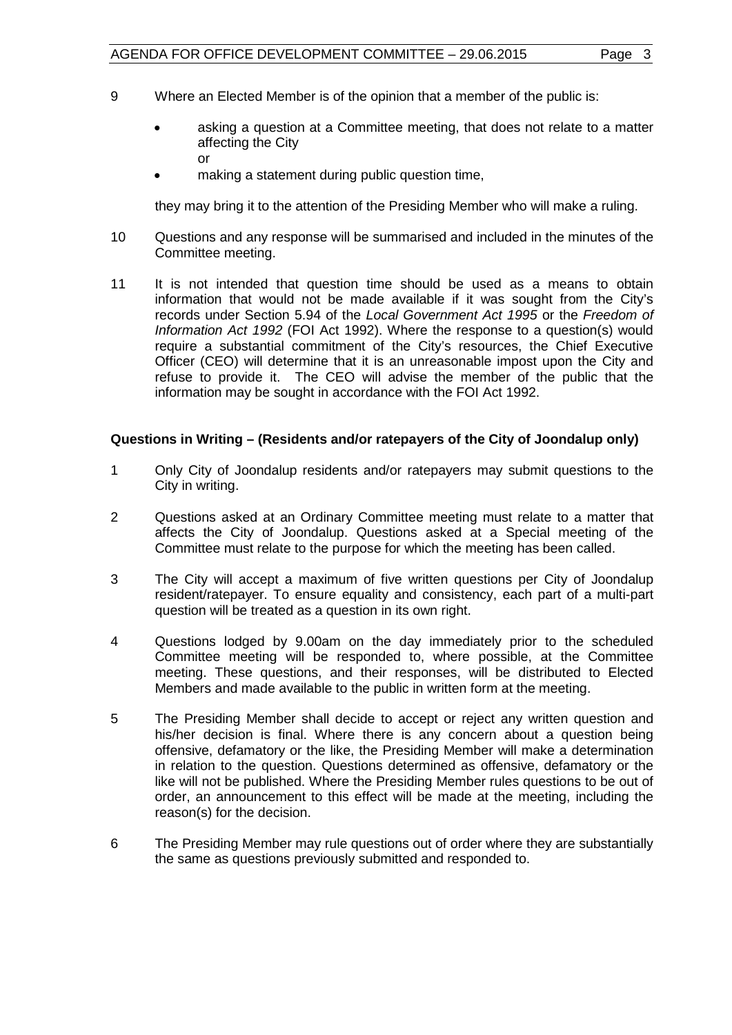9 Where an Elected Member is of the opinion that a member of the public is:

- asking a question at a Committee meeting, that does not relate to a matter affecting the City
  or
- making a statement during public question time,

they may bring it to the attention of the Presiding Member who will make a ruling.

10 Questions and any response will be summarised and included in the minutes of the Committee meeting.

11 It is not intended that question time should be used as a means to obtain information that would not be made available if it was sought from the City's records under Section 5.94 of the *Local Government Act 1995* or the *Freedom of Information Act 1992* (FOI Act 1992). Where the response to a question(s) would require a substantial commitment of the City's resources, the Chief Executive Officer (CEO) will determine that it is an unreasonable impost upon the City and refuse to provide it. The CEO will advise the member of the public that the information may be sought in accordance with the FOI Act 1992.

**Questions in Writing – (Residents and/or ratepayers of the City of Joondalup only)**

1 Only City of Joondalup residents and/or ratepayers may submit questions to the City in writing.

2 Questions asked at an Ordinary Committee meeting must relate to a matter that affects the City of Joondalup. Questions asked at a Special meeting of the Committee must relate to the purpose for which the meeting has been called.

3 The City will accept a maximum of five written questions per City of Joondalup resident/ratepayer. To ensure equality and consistency, each part of a multi-part question will be treated as a question in its own right.

4 Questions lodged by 9.00am on the day immediately prior to the scheduled Committee meeting will be responded to, where possible, at the Committee meeting. These questions, and their responses, will be distributed to Elected Members and made available to the public in written form at the meeting.

5 The Presiding Member shall decide to accept or reject any written question and his/her decision is final. Where there is any concern about a question being offensive, defamatory or the like, the Presiding Member will make a determination in relation to the question. Questions determined as offensive, defamatory or the like will not be published. Where the Presiding Member rules questions to be out of order, an announcement to this effect will be made at the meeting, including the reason(s) for the decision.

6 The Presiding Member may rule questions out of order where they are substantially the same as questions previously submitted and responded to.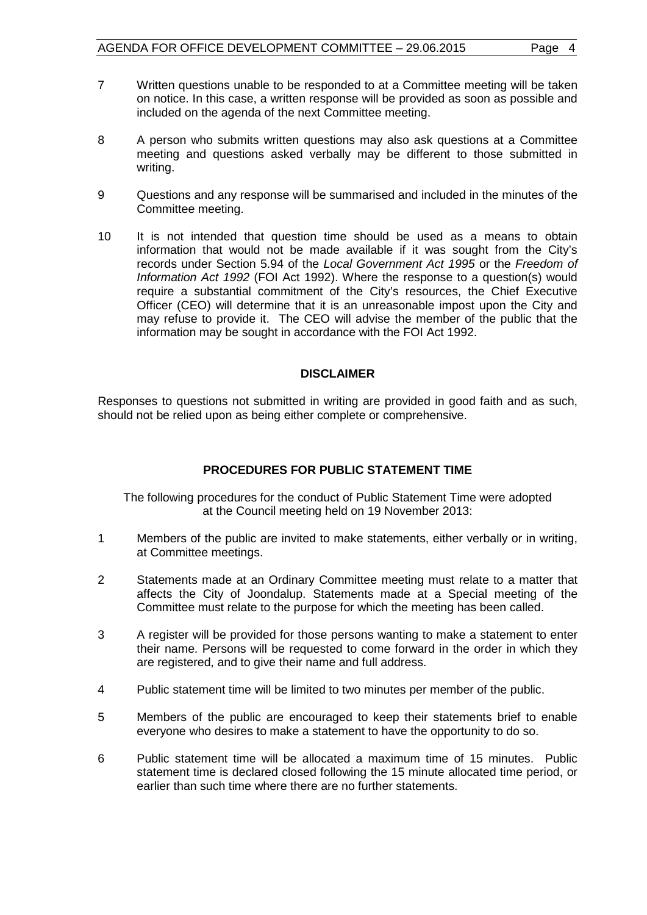7 Written questions unable to be responded to at a Committee meeting will be taken on notice. In this case, a written response will be provided as soon as possible and included on the agenda of the next Committee meeting.

8 A person who submits written questions may also ask questions at a Committee meeting and questions asked verbally may be different to those submitted in writing.

9 Questions and any response will be summarised and included in the minutes of the Committee meeting.

10 It is not intended that question time should be used as a means to obtain information that would not be made available if it was sought from the City's records under Section 5.94 of the *Local Government Act 1995* or the *Freedom of Information Act 1992* (FOI Act 1992). Where the response to a question(s) would require a substantial commitment of the City's resources, the Chief Executive Officer (CEO) will determine that it is an unreasonable impost upon the City and may refuse to provide it. The CEO will advise the member of the public that the information may be sought in accordance with the FOI Act 1992.

**DISCLAIMER**

Responses to questions not submitted in writing are provided in good faith and as such, should not be relied upon as being either complete or comprehensive.

**PROCEDURES FOR PUBLIC STATEMENT TIME**

The following procedures for the conduct of Public Statement Time were adopted at the Council meeting held on 19 November 2013:

1 Members of the public are invited to make statements, either verbally or in writing, at Committee meetings.

2 Statements made at an Ordinary Committee meeting must relate to a matter that affects the City of Joondalup. Statements made at a Special meeting of the Committee must relate to the purpose for which the meeting has been called.

3 A register will be provided for those persons wanting to make a statement to enter their name. Persons will be requested to come forward in the order in which they are registered, and to give their name and full address.

4 Public statement time will be limited to two minutes per member of the public.

5 Members of the public are encouraged to keep their statements brief to enable everyone who desires to make a statement to have the opportunity to do so.

6 Public statement time will be allocated a maximum time of 15 minutes. Public statement time is declared closed following the 15 minute allocated time period, or earlier than such time where there are no further statements.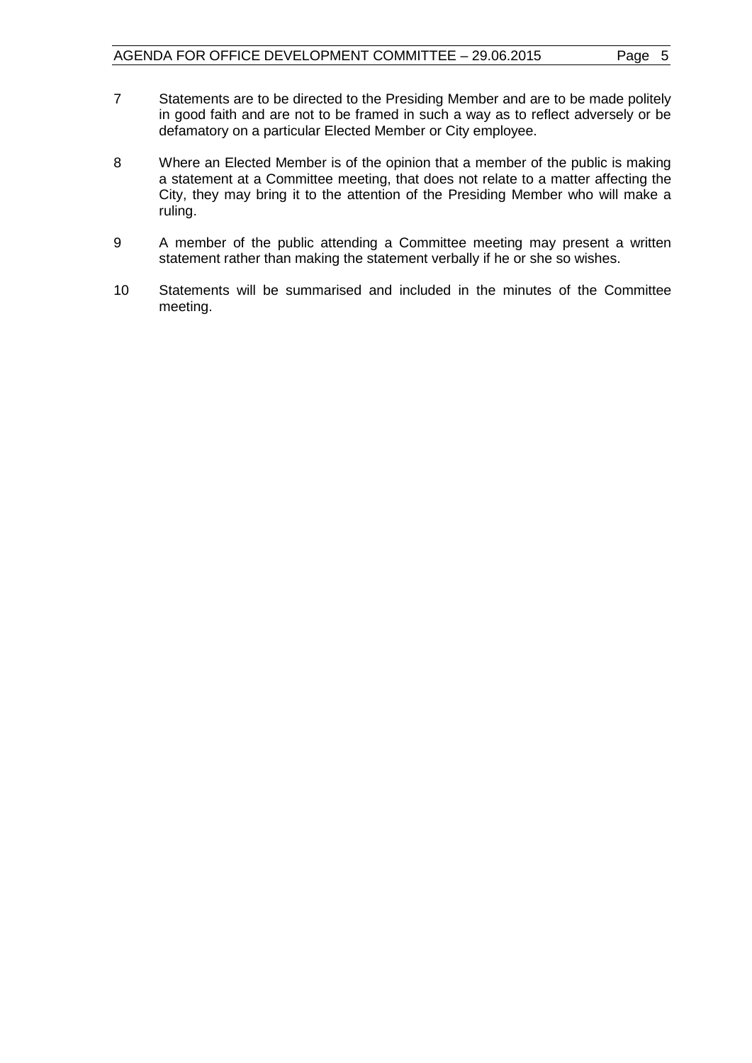7 Statements are to be directed to the Presiding Member and are to be made politely in good faith and are not to be framed in such a way as to reflect adversely or be defamatory on a particular Elected Member or City employee.

8 Where an Elected Member is of the opinion that a member of the public is making a statement at a Committee meeting, that does not relate to a matter affecting the City, they may bring it to the attention of the Presiding Member who will make a ruling.

9 A member of the public attending a Committee meeting may present a written statement rather than making the statement verbally if he or she so wishes.

10 Statements will be summarised and included in the minutes of the Committee meeting.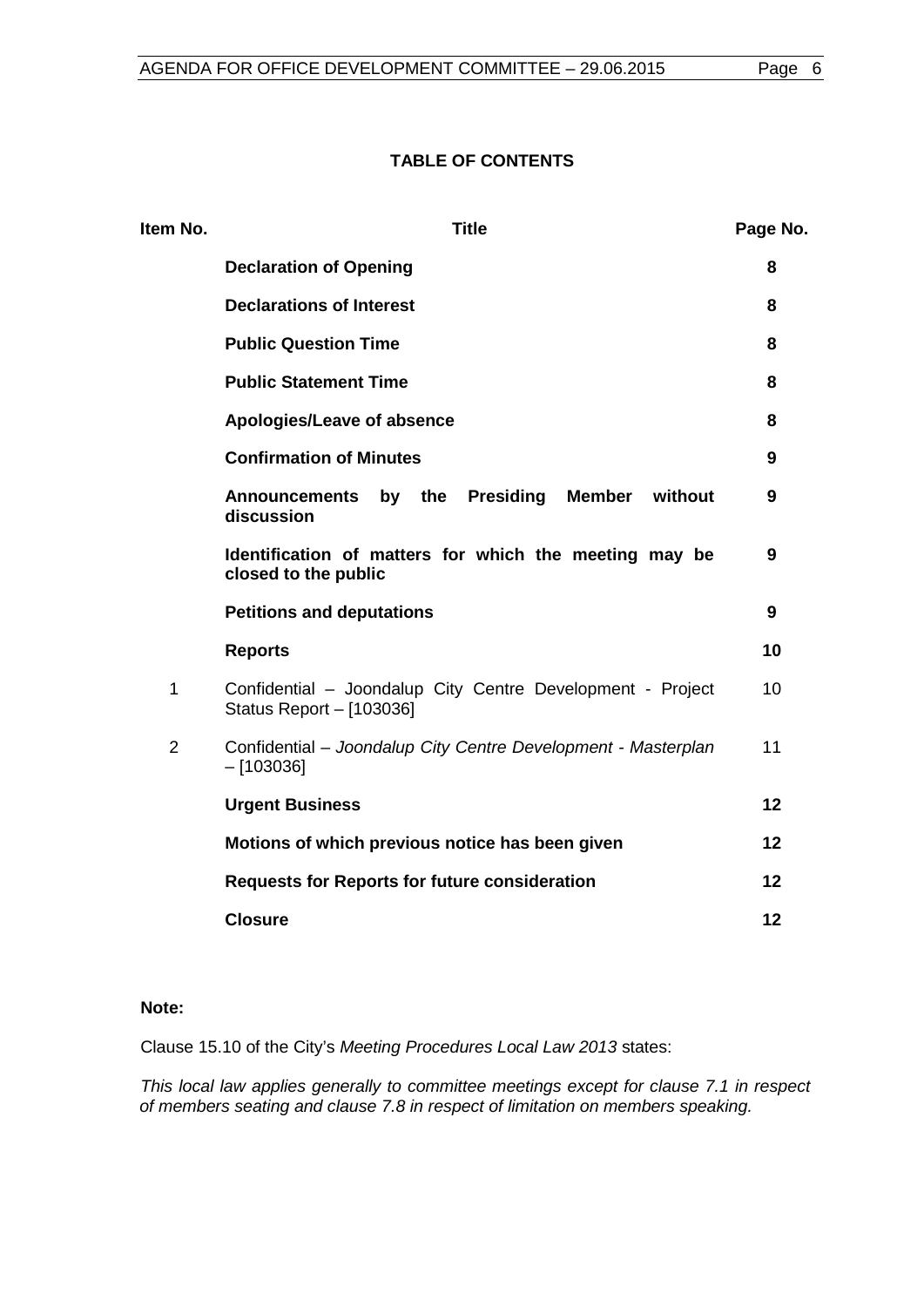## TABLE OF CONTENTS

| Item No. | Title | Page No. |
|---|---|---|
| | **Declaration of Opening** | **8** |
| | **Declarations of Interest** | **8** |
| | **Public Question Time** | **8** |
| | **Public Statement Time** | **8** |
| | **Apologies/Leave of absence** | **8** |
| | **Confirmation of Minutes** | **9** |
| | **Announcements by the Presiding Member without discussion** | **9** |
| | **Identification of matters for which the meeting may be closed to the public** | **9** |
| | **Petitions and deputations** | **9** |
| | **Reports** | **10** |
| 1 | Confidential – Joondalup City Centre Development - Project Status Report – [103036] | 10 |
| 2 | Confidential – *Joondalup City Centre Development - Masterplan* – [103036] | 11 |
| | **Urgent Business** | **12** |
| | **Motions of which previous notice has been given** | **12** |
| | **Requests for Reports for future consideration** | **12** |
| | **Closure** | **12** |

**Note:**

Clause 15.10 of the City's *Meeting Procedures Local Law 2013* states:

*This local law applies generally to committee meetings except for clause 7.1 in respect of members seating and clause 7.8 in respect of limitation on members speaking.*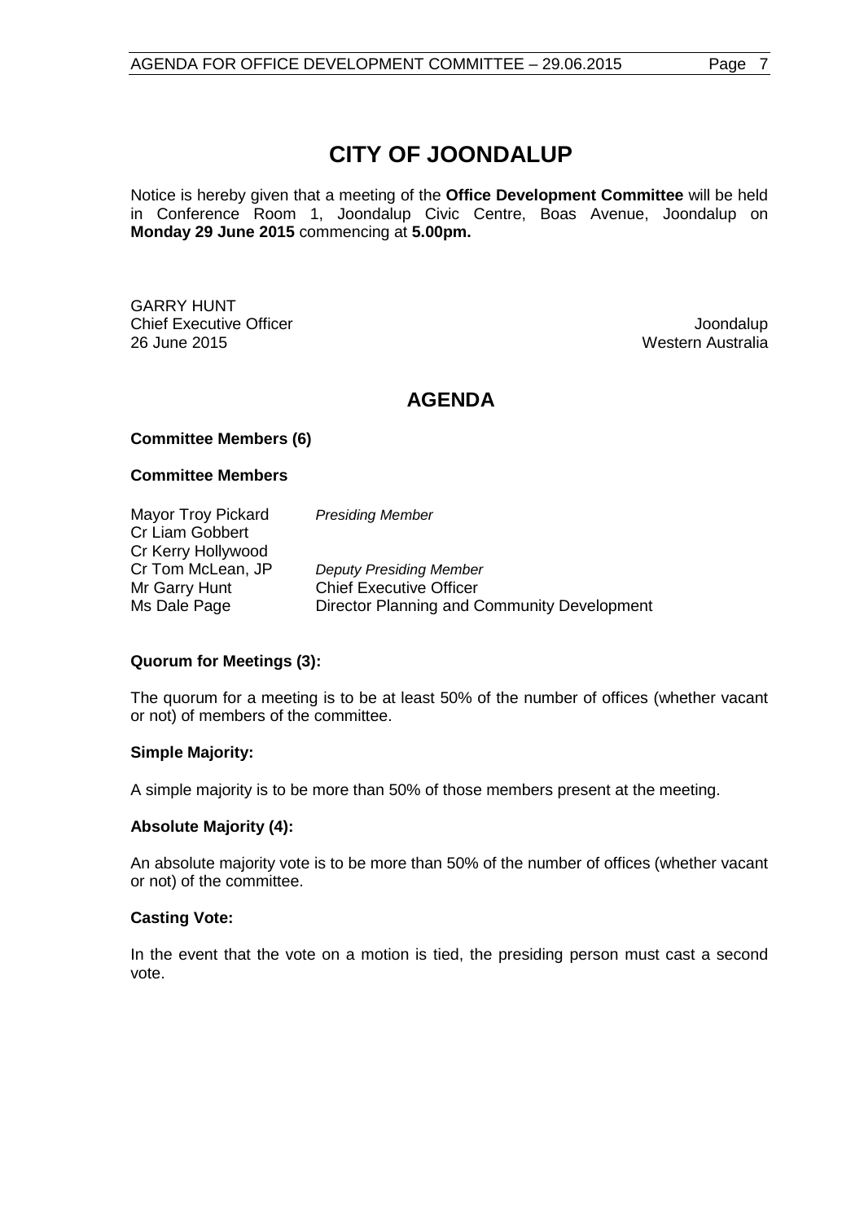# CITY OF JOONDALUP

Notice is hereby given that a meeting of the **Office Development Committee** will be held in Conference Room 1, Joondalup Civic Centre, Boas Avenue, Joondalup on **Monday 29 June 2015** commencing at **5.00pm.**

GARRY HUNT
Chief Executive Officer
26 June 2015

Joondalup
Western Australia

## AGENDA

**Committee Members (6)**

**Committee Members**

| | |
|---|---|
| Mayor Troy Pickard | *Presiding Member* |
| Cr Liam Gobbert | |
| Cr Kerry Hollywood | |
| Cr Tom McLean, JP | *Deputy Presiding Member* |
| Mr Garry Hunt | Chief Executive Officer |
| Ms Dale Page | Director Planning and Community Development |

**Quorum for Meetings (3):**

The quorum for a meeting is to be at least 50% of the number of offices (whether vacant or not) of members of the committee.

**Simple Majority:**

A simple majority is to be more than 50% of those members present at the meeting.

**Absolute Majority (4):**

An absolute majority vote is to be more than 50% of the number of offices (whether vacant or not) of the committee.

**Casting Vote:**

In the event that the vote on a motion is tied, the presiding person must cast a second vote.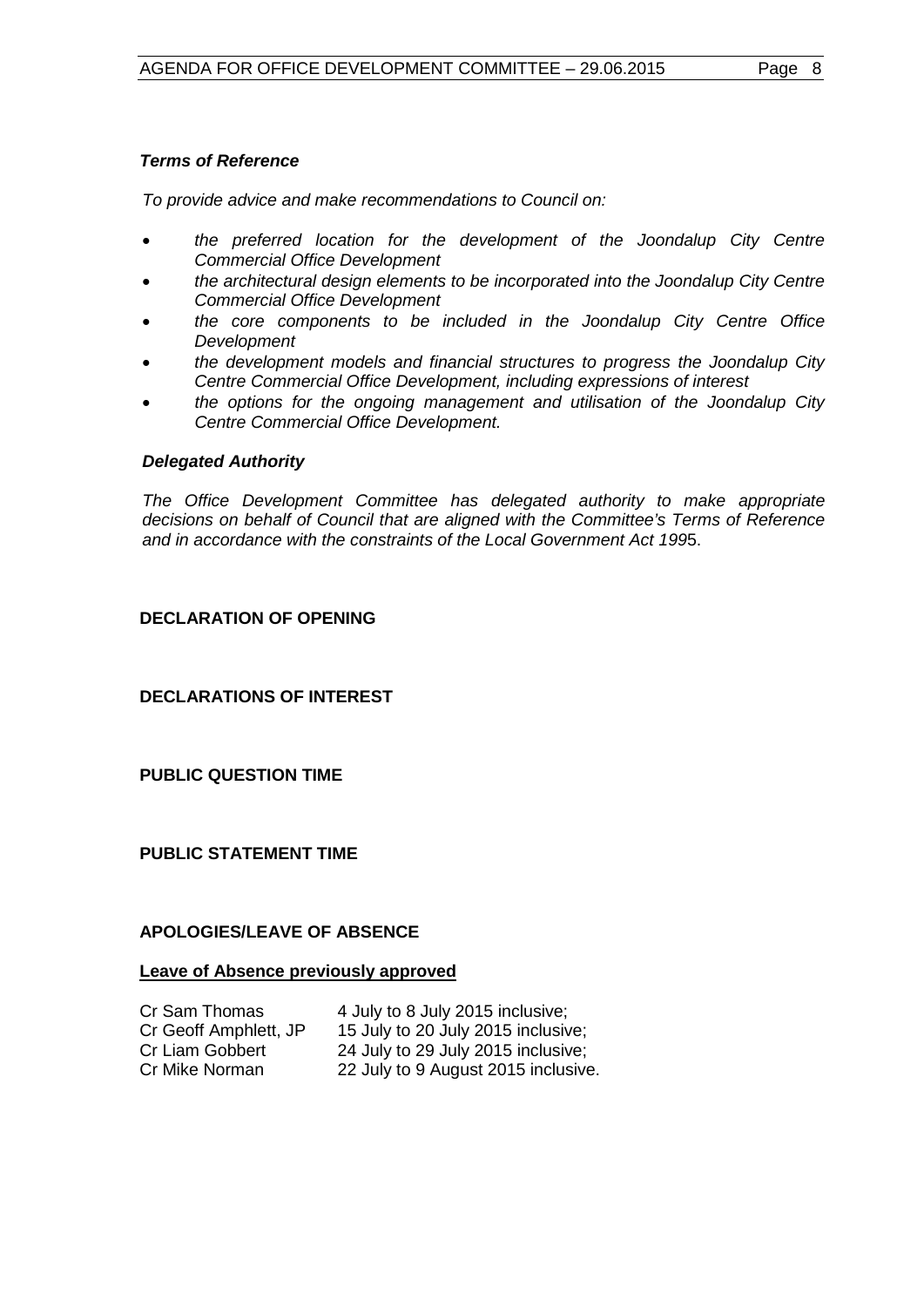***Terms of Reference***

*To provide advice and make recommendations to Council on:*

- *the preferred location for the development of the Joondalup City Centre Commercial Office Development*
- *the architectural design elements to be incorporated into the Joondalup City Centre Commercial Office Development*
- *the core components to be included in the Joondalup City Centre Office Development*
- *the development models and financial structures to progress the Joondalup City Centre Commercial Office Development, including expressions of interest*
- *the options for the ongoing management and utilisation of the Joondalup City Centre Commercial Office Development.*

***Delegated Authority***

*The Office Development Committee has delegated authority to make appropriate decisions on behalf of Council that are aligned with the Committee's Terms of Reference and in accordance with the constraints of the Local Government Act 199*5.

**DECLARATION OF OPENING**

**DECLARATIONS OF INTEREST**

**PUBLIC QUESTION TIME**

**PUBLIC STATEMENT TIME**

**APOLOGIES/LEAVE OF ABSENCE**

**Leave of Absence previously approved**

| | |
|---|---|
| Cr Sam Thomas | 4 July to 8 July 2015 inclusive; |
| Cr Geoff Amphlett, JP | 15 July to 20 July 2015 inclusive; |
| Cr Liam Gobbert | 24 July to 29 July 2015 inclusive; |
| Cr Mike Norman | 22 July to 9 August 2015 inclusive. |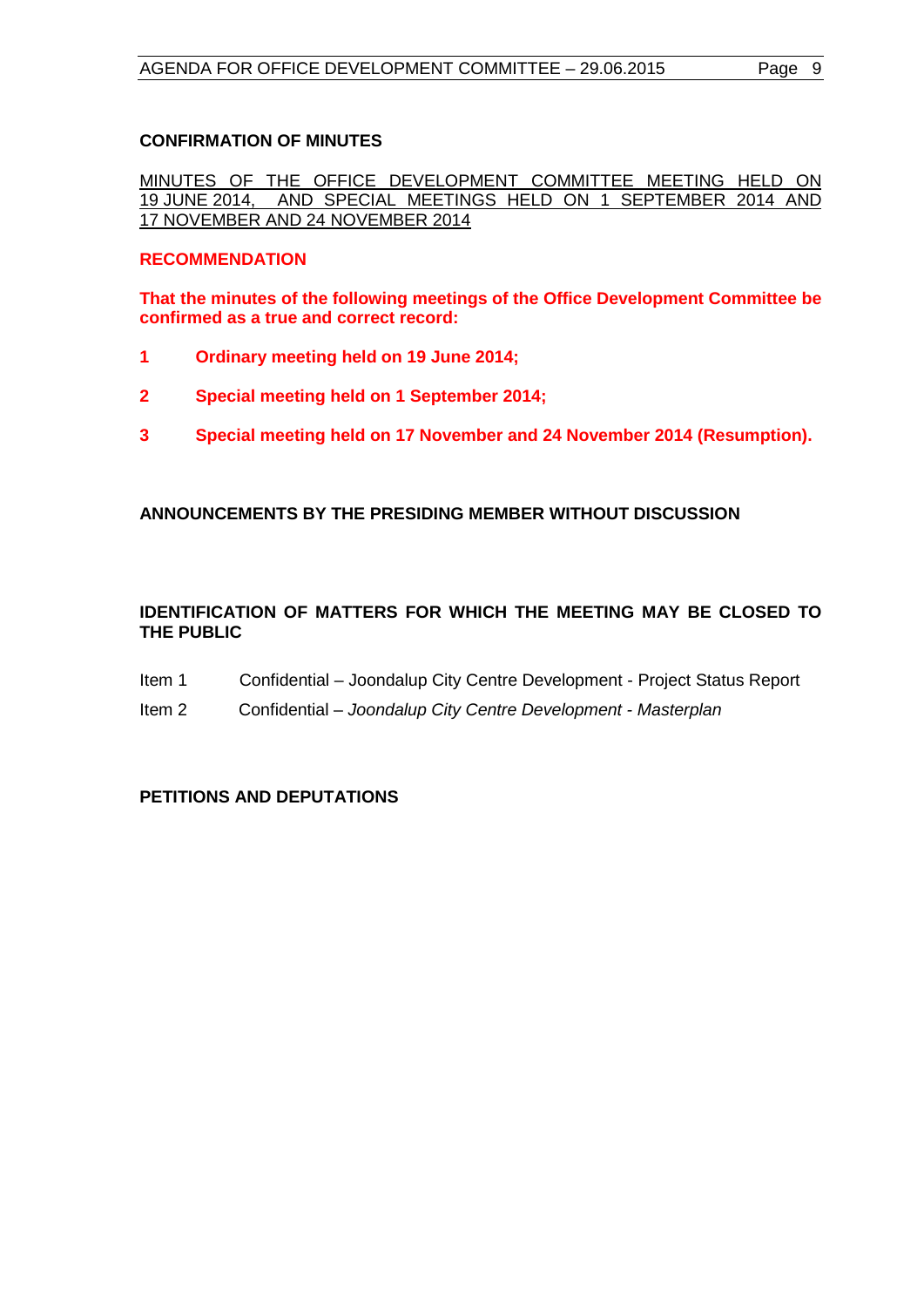## CONFIRMATION OF MINUTES

MINUTES OF THE OFFICE DEVELOPMENT COMMITTEE MEETING HELD ON 19 JUNE 2014, AND SPECIAL MEETINGS HELD ON 1 SEPTEMBER 2014 AND 17 NOVEMBER AND 24 NOVEMBER 2014

**RECOMMENDATION**

**That the minutes of the following meetings of the Office Development Committee be confirmed as a true and correct record:**

**1 Ordinary meeting held on 19 June 2014;**

**2 Special meeting held on 1 September 2014;**

**3 Special meeting held on 17 November and 24 November 2014 (Resumption).**

## ANNOUNCEMENTS BY THE PRESIDING MEMBER WITHOUT DISCUSSION

## IDENTIFICATION OF MATTERS FOR WHICH THE MEETING MAY BE CLOSED TO THE PUBLIC

Item 1 Confidential – Joondalup City Centre Development - Project Status Report

Item 2 Confidential – *Joondalup City Centre Development - Masterplan*

## PETITIONS AND DEPUTATIONS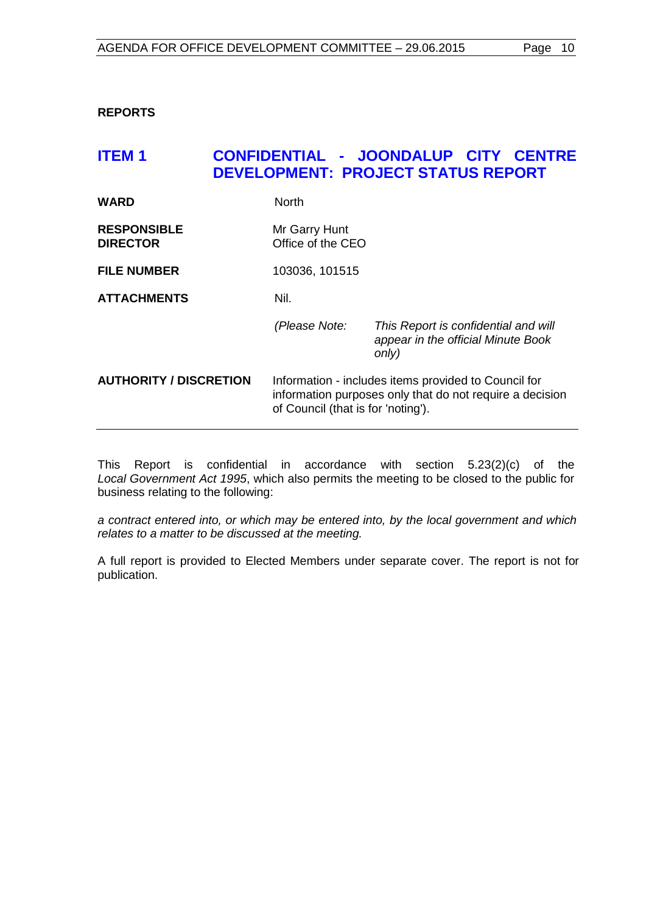**REPORTS**

## ITEM 1 CONFIDENTIAL - JOONDALUP CITY CENTRE DEVELOPMENT: PROJECT STATUS REPORT

| | | |
|---|---|---|
| **WARD** | North | |
| **RESPONSIBLE DIRECTOR** | Mr Garry Hunt<br>Office of the CEO | |
| **FILE NUMBER** | 103036, 101515 | |
| **ATTACHMENTS** | Nil. | |
| | *(Please Note:* | *This Report is confidential and will appear in the official Minute Book only)* |
| **AUTHORITY / DISCRETION** | Information - includes items provided to Council for information purposes only that do not require a decision of Council (that is for 'noting'). | |

This Report is confidential in accordance with section 5.23(2)(c) of the *Local Government Act 1995*, which also permits the meeting to be closed to the public for business relating to the following:

*a contract entered into, or which may be entered into, by the local government and which relates to a matter to be discussed at the meeting.*

A full report is provided to Elected Members under separate cover. The report is not for publication.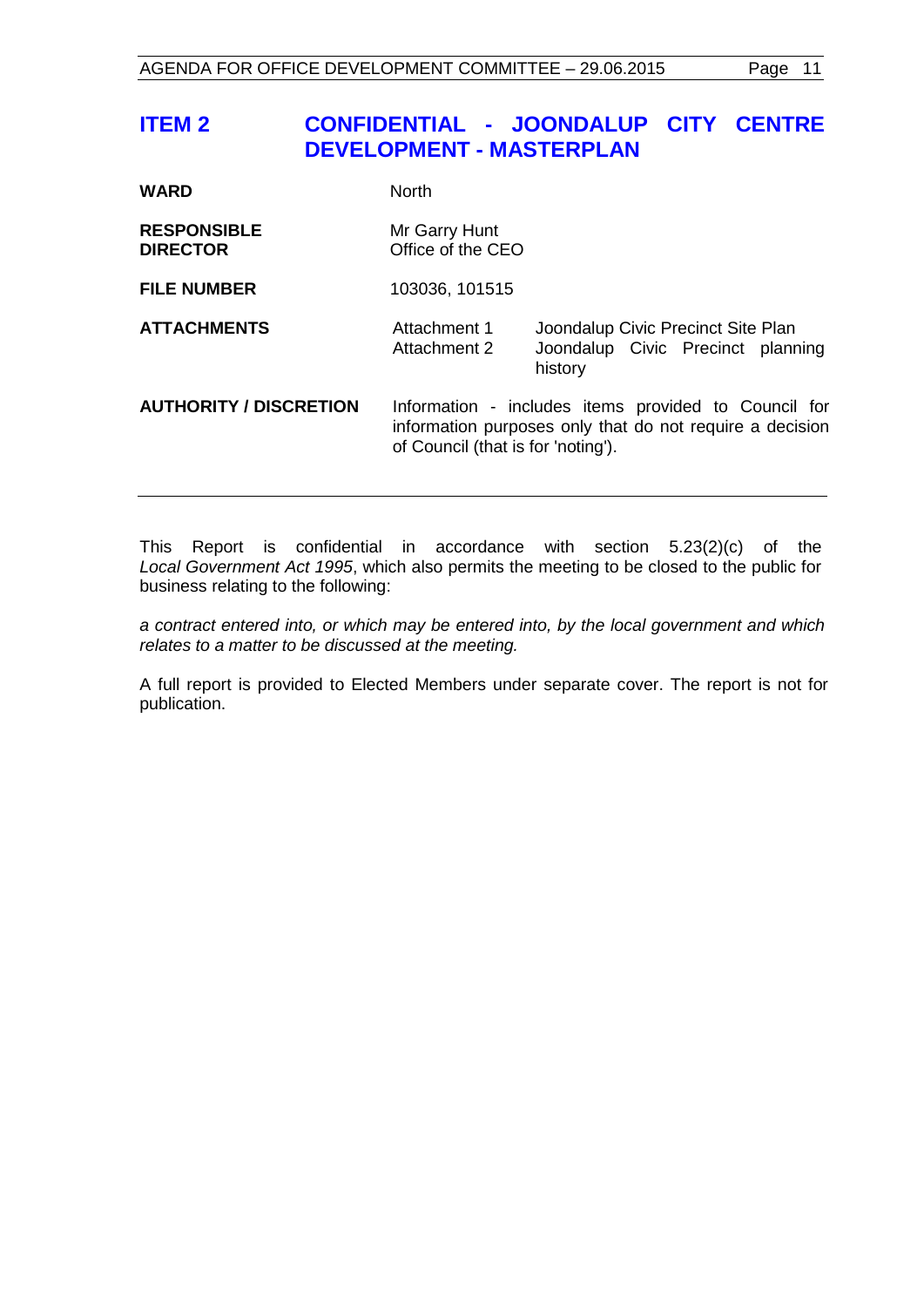## ITEM 2 CONFIDENTIAL - JOONDALUP CITY CENTRE DEVELOPMENT - MASTERPLAN

| | | |
|---|---|---|
| **WARD** | North | |
| **RESPONSIBLE DIRECTOR** | Mr Garry Hunt<br>Office of the CEO | |
| **FILE NUMBER** | 103036, 101515 | |
| **ATTACHMENTS** | Attachment 1<br>Attachment 2 | Joondalup Civic Precinct Site Plan<br>Joondalup Civic Precinct planning history |
| **AUTHORITY / DISCRETION** | Information - includes items provided to Council for information purposes only that do not require a decision of Council (that is for 'noting'). | |

---

This Report is confidential in accordance with section 5.23(2)(c) of the *Local Government Act 1995*, which also permits the meeting to be closed to the public for business relating to the following:

*a contract entered into, or which may be entered into, by the local government and which relates to a matter to be discussed at the meeting.*

A full report is provided to Elected Members under separate cover. The report is not for publication.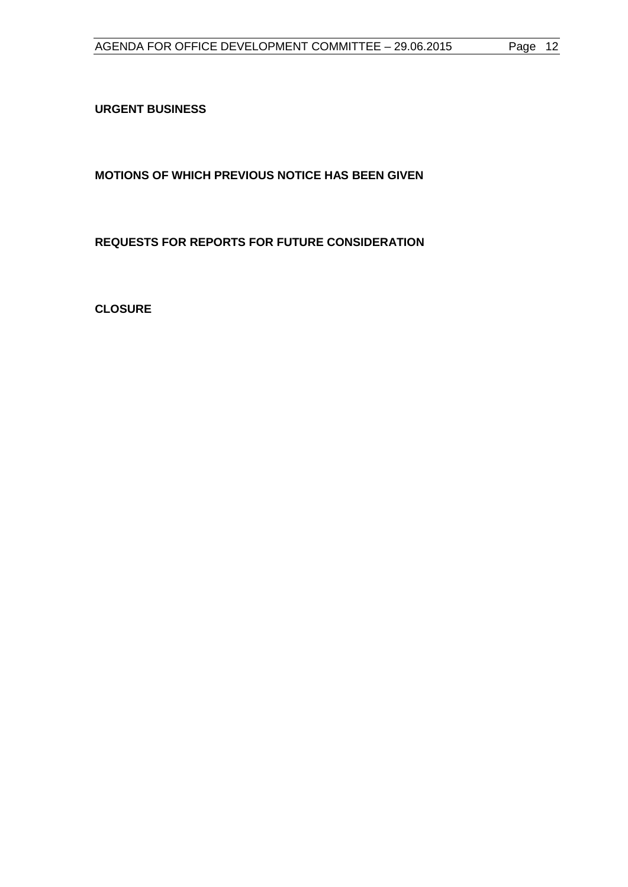**URGENT BUSINESS**

**MOTIONS OF WHICH PREVIOUS NOTICE HAS BEEN GIVEN**

**REQUESTS FOR REPORTS FOR FUTURE CONSIDERATION**

**CLOSURE**